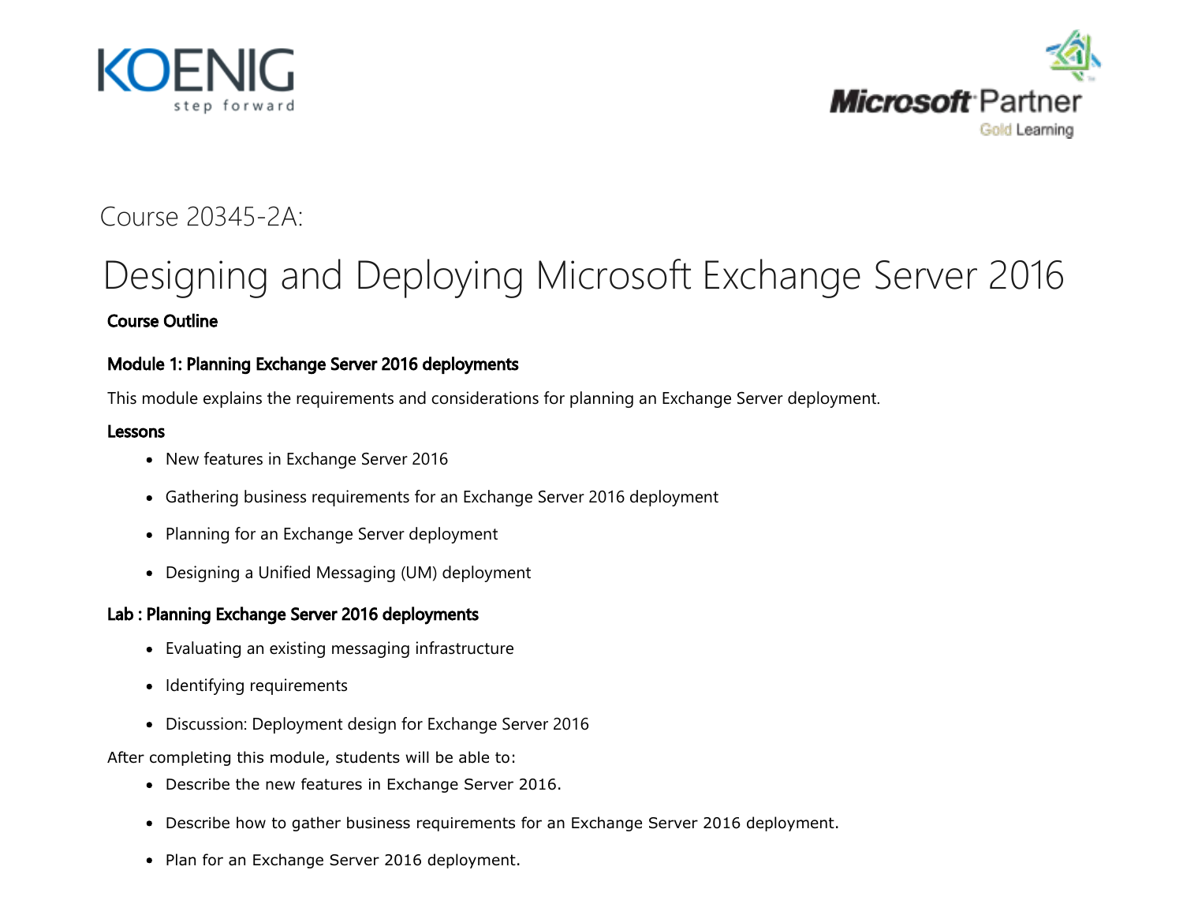KOENIG
step forward

Microsoft Partner
Gold Learning

Course 20345-2A:

# Designing and Deploying Microsoft Exchange Server 2016

**Course Outline**

### Module 1: Planning Exchange Server 2016 deployments

This module explains the requirements and considerations for planning an Exchange Server deployment.

**Lessons**

- New features in Exchange Server 2016
- Gathering business requirements for an Exchange Server 2016 deployment
- Planning for an Exchange Server deployment
- Designing a Unified Messaging (UM) deployment

**Lab : Planning Exchange Server 2016 deployments**

- Evaluating an existing messaging infrastructure
- Identifying requirements
- Discussion: Deployment design for Exchange Server 2016

After completing this module, students will be able to:

- Describe the new features in Exchange Server 2016.
- Describe how to gather business requirements for an Exchange Server 2016 deployment.
- Plan for an Exchange Server 2016 deployment.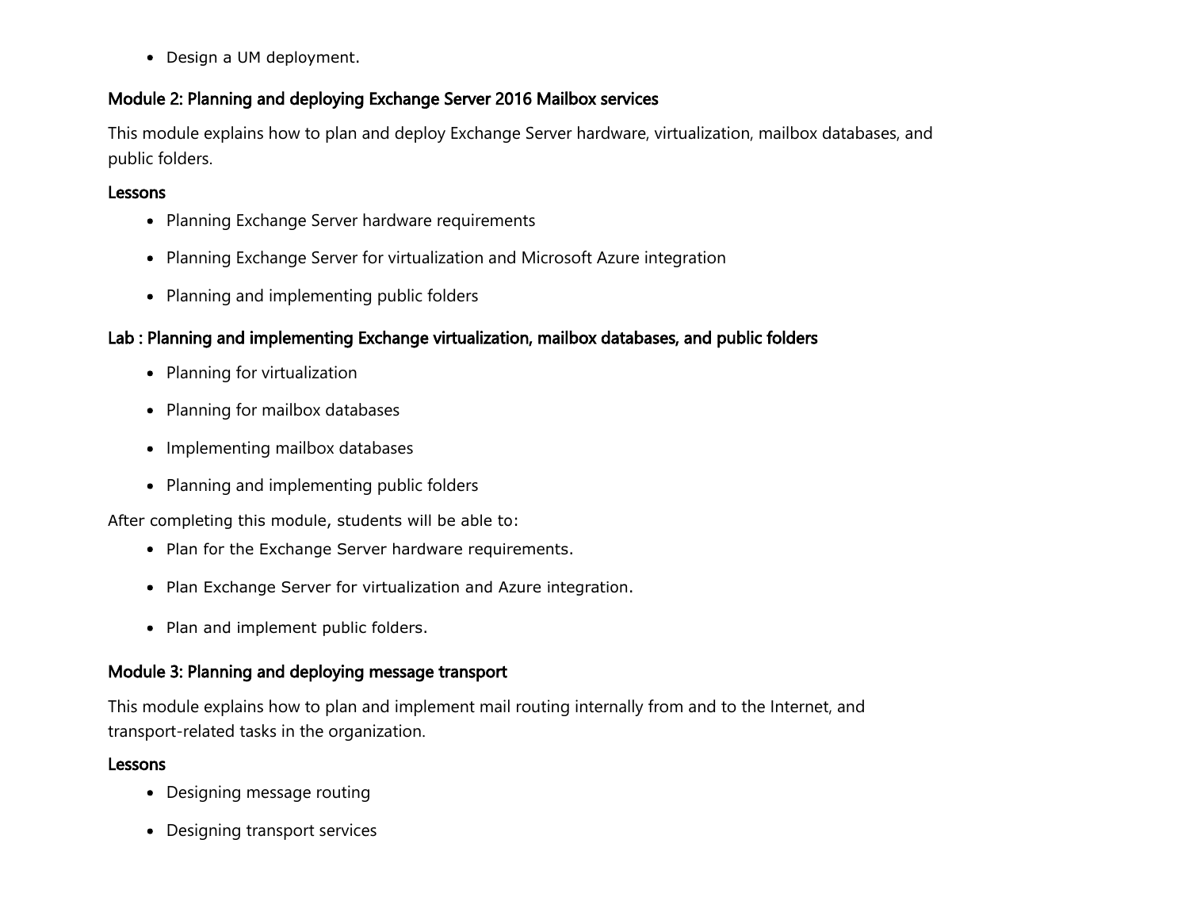- Design a UM deployment.

### Module 2: Planning and deploying Exchange Server 2016 Mailbox services

This module explains how to plan and deploy Exchange Server hardware, virtualization, mailbox databases, and public folders.

#### Lessons

- Planning Exchange Server hardware requirements
- Planning Exchange Server for virtualization and Microsoft Azure integration
- Planning and implementing public folders

#### Lab : Planning and implementing Exchange virtualization, mailbox databases, and public folders

- Planning for virtualization
- Planning for mailbox databases
- Implementing mailbox databases
- Planning and implementing public folders

After completing this module, students will be able to:

- Plan for the Exchange Server hardware requirements.
- Plan Exchange Server for virtualization and Azure integration.
- Plan and implement public folders.

### Module 3: Planning and deploying message transport

This module explains how to plan and implement mail routing internally from and to the Internet, and transport-related tasks in the organization.

#### Lessons

- Designing message routing
- Designing transport services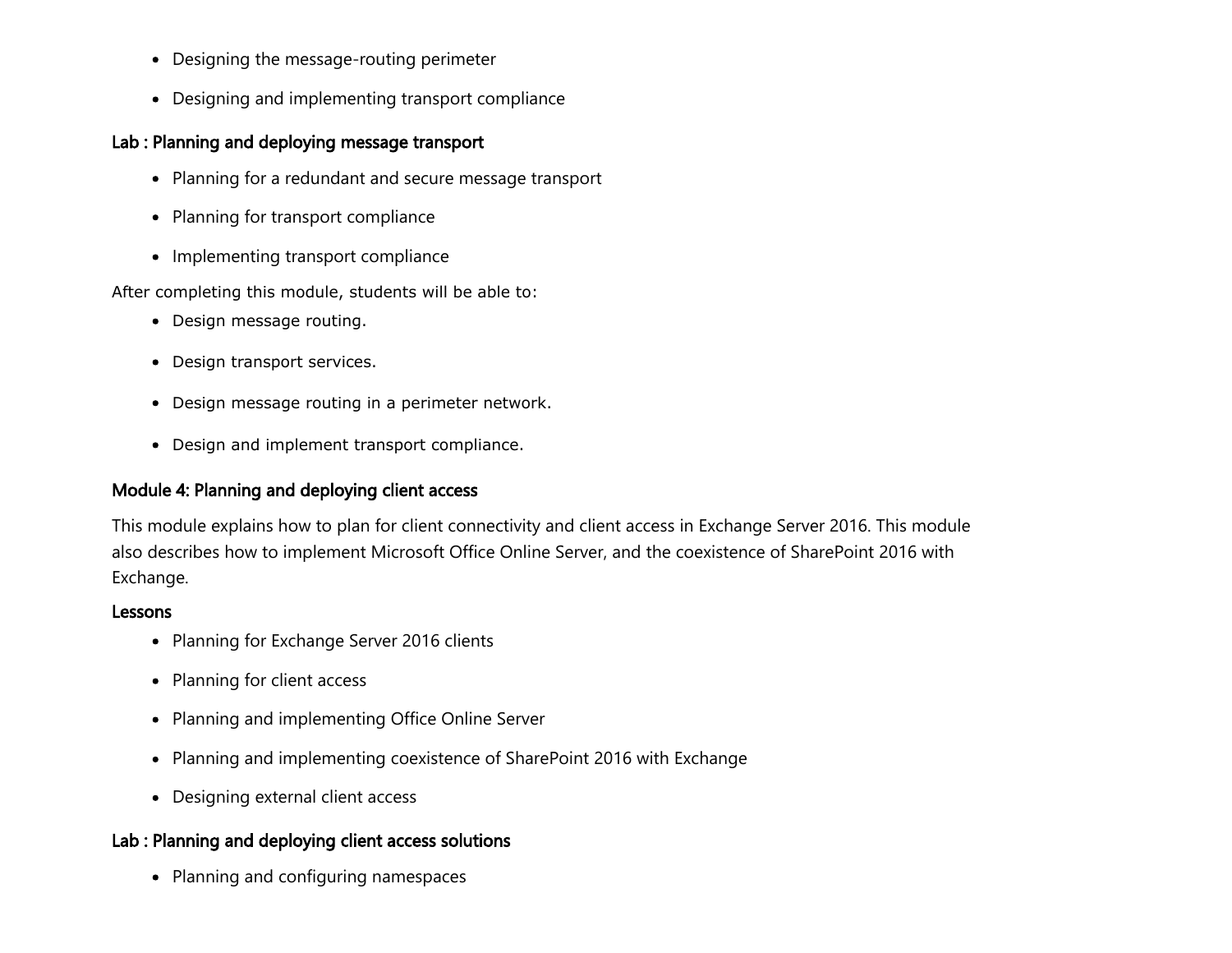- Designing the message-routing perimeter
- Designing and implementing transport compliance

**Lab : Planning and deploying message transport**

- Planning for a redundant and secure message transport
- Planning for transport compliance
- Implementing transport compliance

After completing this module, students will be able to:

- Design message routing.
- Design transport services.
- Design message routing in a perimeter network.
- Design and implement transport compliance.

**Module 4: Planning and deploying client access**

This module explains how to plan for client connectivity and client access in Exchange Server 2016. This module also describes how to implement Microsoft Office Online Server, and the coexistence of SharePoint 2016 with Exchange.

**Lessons**

- Planning for Exchange Server 2016 clients
- Planning for client access
- Planning and implementing Office Online Server
- Planning and implementing coexistence of SharePoint 2016 with Exchange
- Designing external client access

**Lab : Planning and deploying client access solutions**

- Planning and configuring namespaces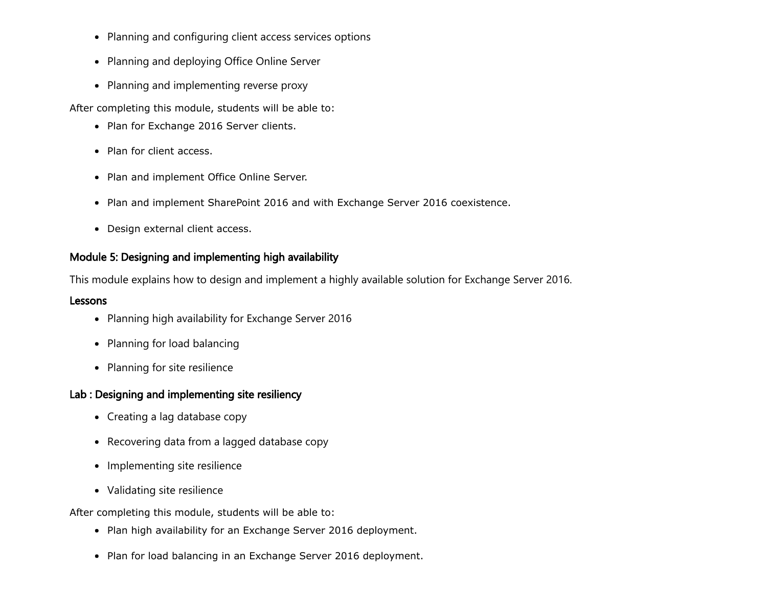- Planning and configuring client access services options
- Planning and deploying Office Online Server
- Planning and implementing reverse proxy

After completing this module, students will be able to:

- Plan for Exchange 2016 Server clients.
- Plan for client access.
- Plan and implement Office Online Server.
- Plan and implement SharePoint 2016 and with Exchange Server 2016 coexistence.
- Design external client access.

### Module 5: Designing and implementing high availability

This module explains how to design and implement a highly available solution for Exchange Server 2016.

#### Lessons

- Planning high availability for Exchange Server 2016
- Planning for load balancing
- Planning for site resilience

### Lab : Designing and implementing site resiliency

- Creating a lag database copy
- Recovering data from a lagged database copy
- Implementing site resilience
- Validating site resilience

After completing this module, students will be able to:

- Plan high availability for an Exchange Server 2016 deployment.
- Plan for load balancing in an Exchange Server 2016 deployment.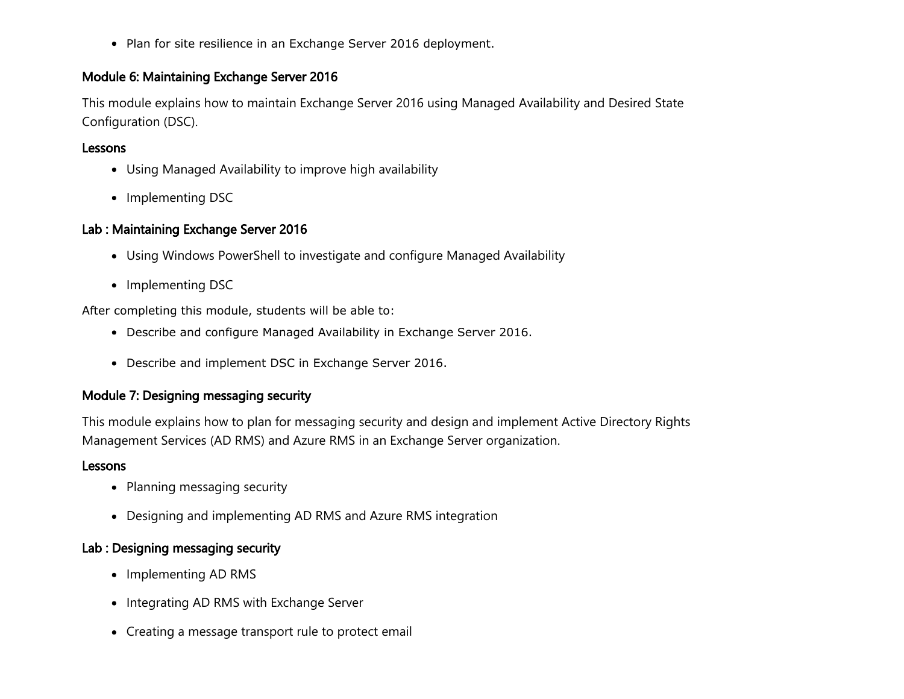- Plan for site resilience in an Exchange Server 2016 deployment.

### Module 6: Maintaining Exchange Server 2016

This module explains how to maintain Exchange Server 2016 using Managed Availability and Desired State Configuration (DSC).

#### Lessons

- Using Managed Availability to improve high availability
- Implementing DSC

#### Lab : Maintaining Exchange Server 2016

- Using Windows PowerShell to investigate and configure Managed Availability
- Implementing DSC

After completing this module, students will be able to:

- Describe and configure Managed Availability in Exchange Server 2016.
- Describe and implement DSC in Exchange Server 2016.

### Module 7: Designing messaging security

This module explains how to plan for messaging security and design and implement Active Directory Rights Management Services (AD RMS) and Azure RMS in an Exchange Server organization.

#### Lessons

- Planning messaging security
- Designing and implementing AD RMS and Azure RMS integration

#### Lab : Designing messaging security

- Implementing AD RMS
- Integrating AD RMS with Exchange Server
- Creating a message transport rule to protect email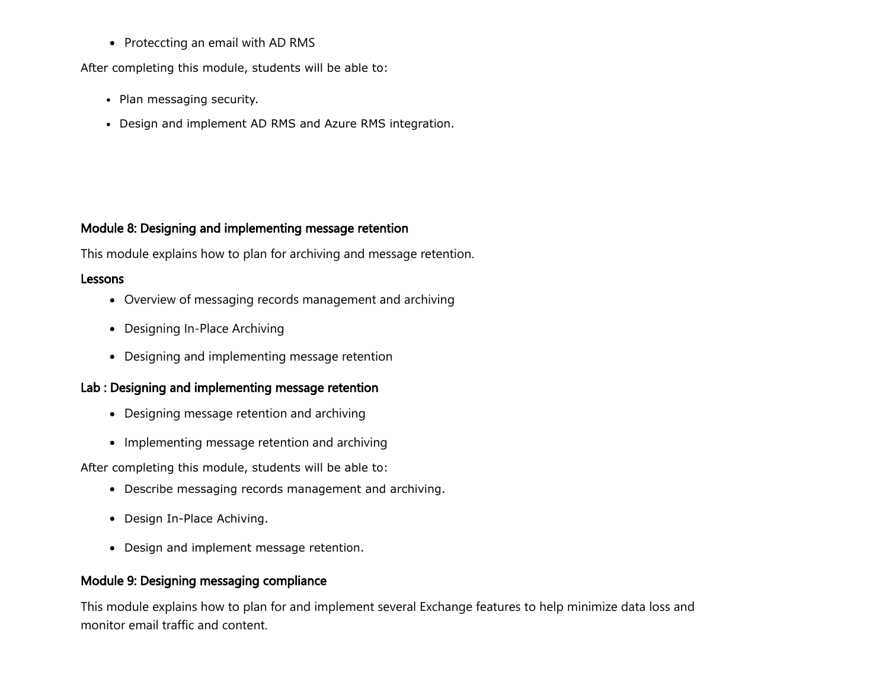- Proteccting an email with AD RMS

After completing this module, students will be able to:

- Plan messaging security.
- Design and implement AD RMS and Azure RMS integration.

**Module 8: Designing and implementing message retention**

This module explains how to plan for archiving and message retention.

**Lessons**

- Overview of messaging records management and archiving
- Designing In-Place Archiving
- Designing and implementing message retention

**Lab : Designing and implementing message retention**

- Designing message retention and archiving
- Implementing message retention and archiving

After completing this module, students will be able to:

- Describe messaging records management and archiving.
- Design In-Place Achiving.
- Design and implement message retention.

**Module 9: Designing messaging compliance**

This module explains how to plan for and implement several Exchange features to help minimize data loss and monitor email traffic and content.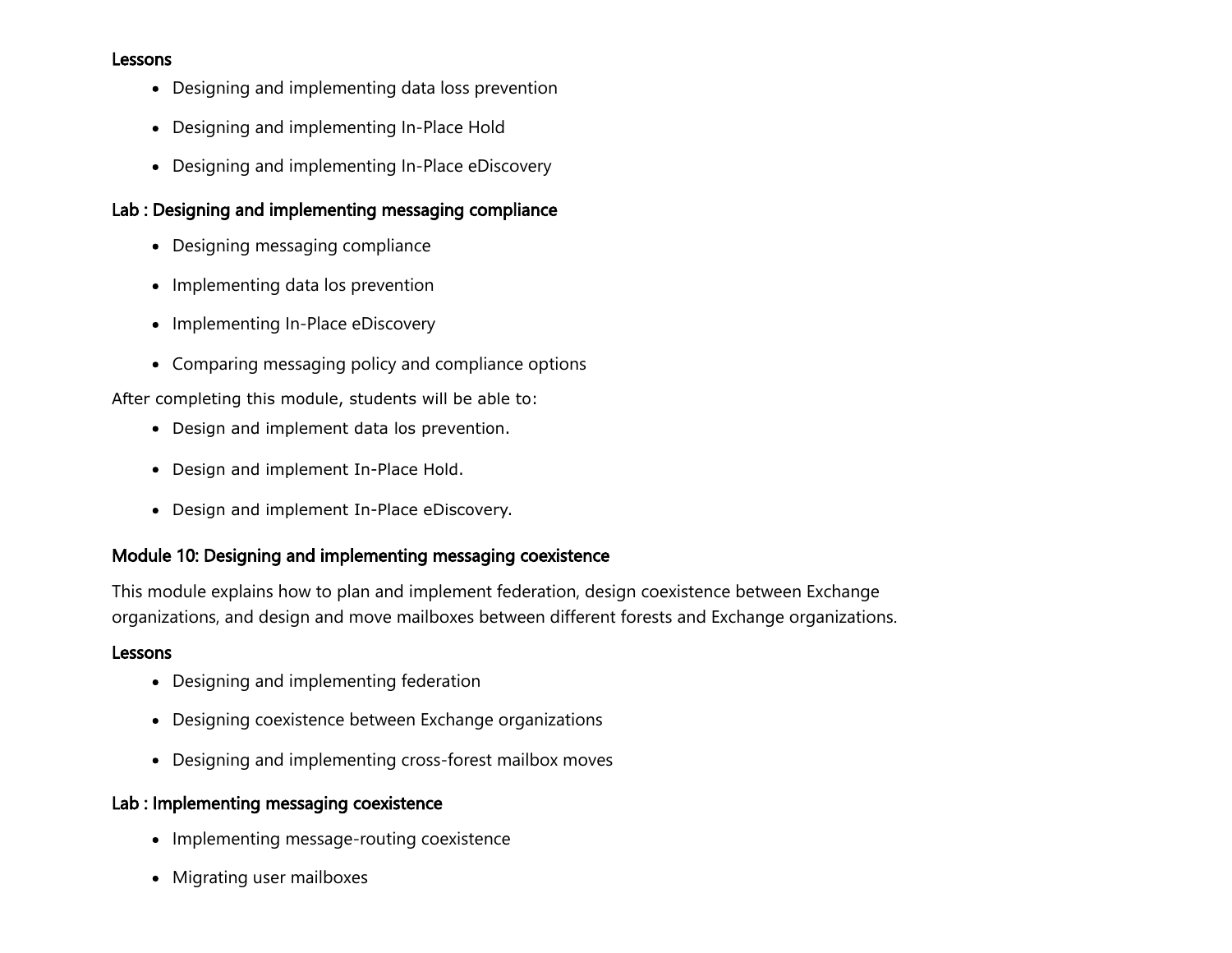### Lessons

- Designing and implementing data loss prevention
- Designing and implementing In-Place Hold
- Designing and implementing In-Place eDiscovery

### Lab : Designing and implementing messaging compliance

- Designing messaging compliance
- Implementing data los prevention
- Implementing In-Place eDiscovery
- Comparing messaging policy and compliance options

After completing this module, students will be able to:

- Design and implement data los prevention.
- Design and implement In-Place Hold.
- Design and implement In-Place eDiscovery.

## Module 10: Designing and implementing messaging coexistence

This module explains how to plan and implement federation, design coexistence between Exchange organizations, and design and move mailboxes between different forests and Exchange organizations.

### Lessons

- Designing and implementing federation
- Designing coexistence between Exchange organizations
- Designing and implementing cross-forest mailbox moves

### Lab : Implementing messaging coexistence

- Implementing message-routing coexistence
- Migrating user mailboxes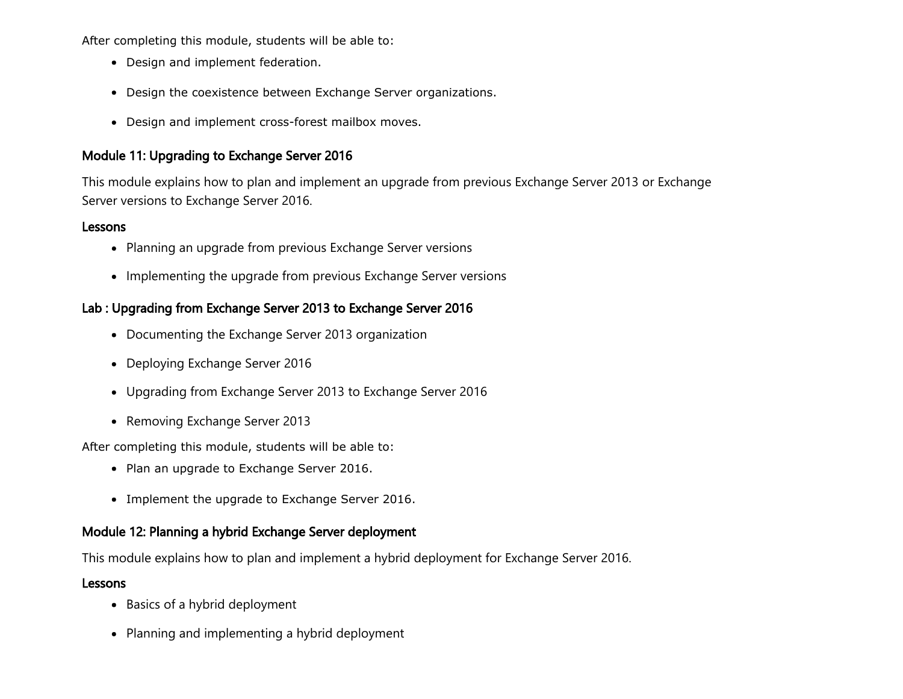After completing this module, students will be able to:

- Design and implement federation.
- Design the coexistence between Exchange Server organizations.
- Design and implement cross-forest mailbox moves.

### Module 11: Upgrading to Exchange Server 2016

This module explains how to plan and implement an upgrade from previous Exchange Server 2013 or Exchange Server versions to Exchange Server 2016.

#### Lessons

- Planning an upgrade from previous Exchange Server versions
- Implementing the upgrade from previous Exchange Server versions

#### Lab : Upgrading from Exchange Server 2013 to Exchange Server 2016

- Documenting the Exchange Server 2013 organization
- Deploying Exchange Server 2016
- Upgrading from Exchange Server 2013 to Exchange Server 2016
- Removing Exchange Server 2013

After completing this module, students will be able to:

- Plan an upgrade to Exchange Server 2016.
- Implement the upgrade to Exchange Server 2016.

### Module 12: Planning a hybrid Exchange Server deployment

This module explains how to plan and implement a hybrid deployment for Exchange Server 2016.

#### Lessons

- Basics of a hybrid deployment
- Planning and implementing a hybrid deployment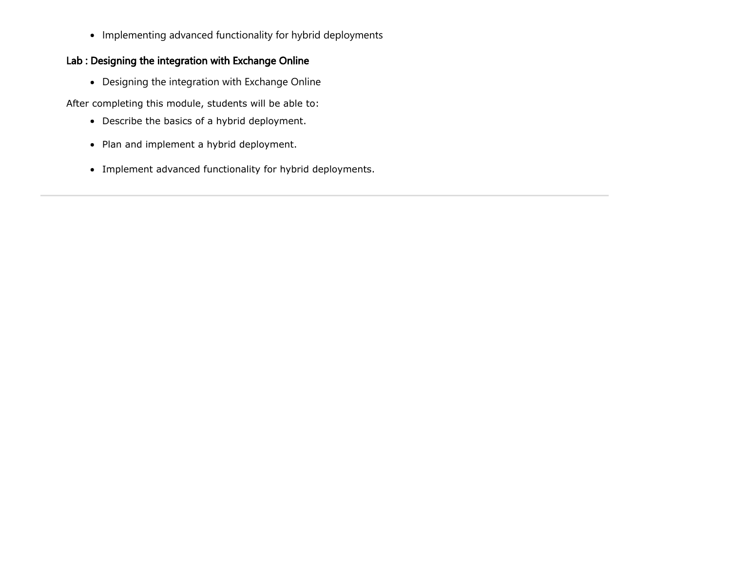- Implementing advanced functionality for hybrid deployments

**Lab : Designing the integration with Exchange Online**

- Designing the integration with Exchange Online

After completing this module, students will be able to:

- Describe the basics of a hybrid deployment.
- Plan and implement a hybrid deployment.
- Implement advanced functionality for hybrid deployments.

---